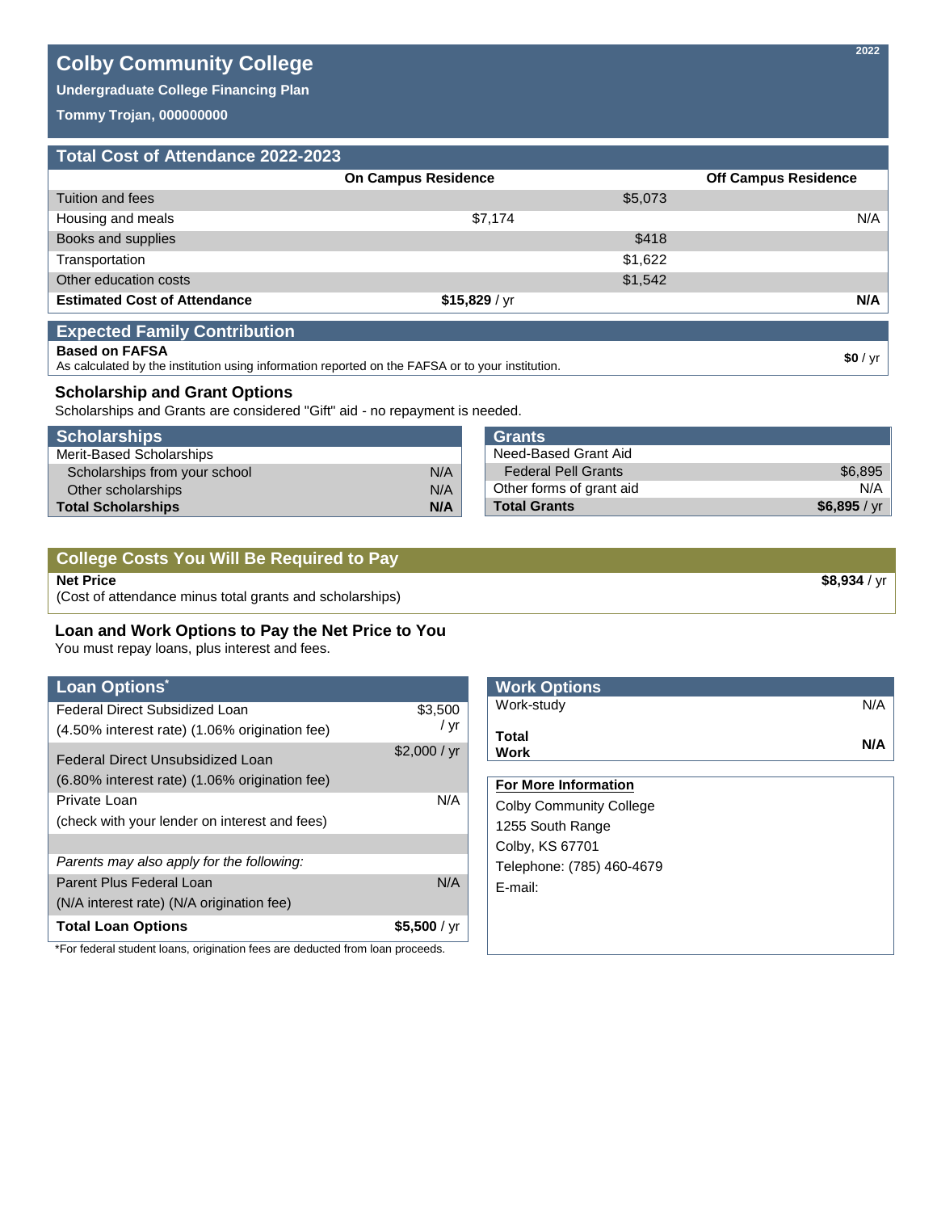# Colby Community College

**Undergraduate College Financing Plan**

**Tommy Trojan, 000000000**

2022

## Total Cost of Attendance 2022-2023

| | On Campus Residence | Off Campus Residence |
|---|---|---|
| Tuition and fees | $5,073 | |
| Housing and meals | $7,174 | N/A |
| Books and supplies | $418 | |
| Transportation | $1,622 | |
| Other education costs | $1,542 | |
| **Estimated Cost of Attendance** | **$15,829** / yr | **N/A** |

## Expected Family Contribution

**Based on FAFSA** — **$0** / yr

As calculated by the institution using information reported on the FAFSA or to your institution.

### Scholarship and Grant Options

Scholarships and Grants are considered "Gift" aid - no repayment is needed.

| Scholarships | |
|---|---|
| Merit-Based Scholarships | |
| Scholarships from your school | N/A |
| Other scholarships | N/A |
| **Total Scholarships** | **N/A** |

| Grants | |
|---|---|
| Need-Based Grant Aid | |
| Federal Pell Grants | $6,895 |
| Other forms of grant aid | N/A |
| **Total Grants** | **$6,895** / yr |

## College Costs You Will Be Required to Pay

**Net Price** — **$8,934** / yr

(Cost of attendance minus total grants and scholarships)

### Loan and Work Options to Pay the Net Price to You

You must repay loans, plus interest and fees.

| Loan Options* | |
|---|---|
| Federal Direct Subsidized Loan (4.50% interest rate) (1.06% origination fee) | $3,500 / yr |
| Federal Direct Unsubsidized Loan (6.80% interest rate) (1.06% origination fee) | $2,000 / yr |
| Private Loan (check with your lender on interest and fees) | N/A |
| *Parents may also apply for the following:* | |
| Parent Plus Federal Loan (N/A interest rate) (N/A origination fee) | N/A |
| **Total Loan Options** | **$5,500** / yr |

*For federal student loans, origination fees are deducted from loan proceeds.

| Work Options | |
|---|---|
| Work-study | N/A |
| **Total Work** | **N/A** |

**For More Information**

Colby Community College
1255 South Range
Colby, KS 67701
Telephone: (785) 460-4679
E-mail: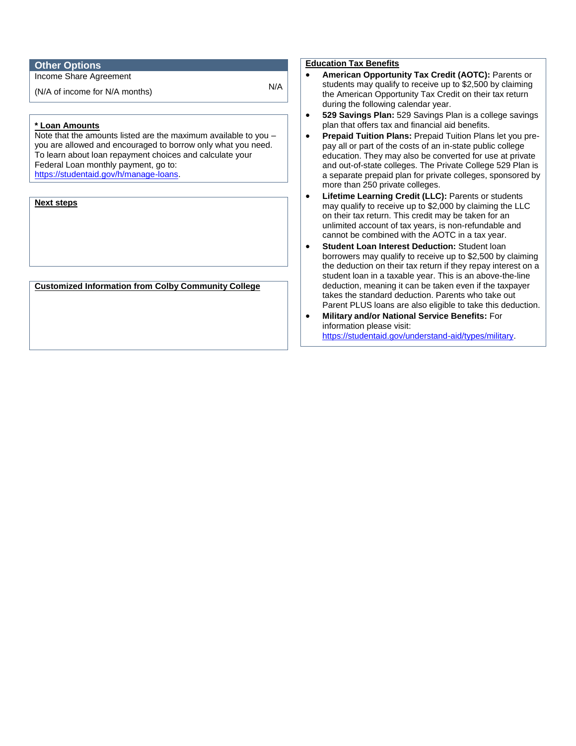## Other Options

| Income Share Agreement | |
|---|---|
| (N/A of income for N/A months) | N/A |

**\* Loan Amounts**

Note that the amounts listed are the maximum available to you – you are allowed and encouraged to borrow only what you need. To learn about loan repayment choices and calculate your Federal Loan monthly payment, go to: https://studentaid.gov/h/manage-loans.

**Next steps**

**Customized Information from Colby Community College**

**Education Tax Benefits**

- **American Opportunity Tax Credit (AOTC):** Parents or students may qualify to receive up to $2,500 by claiming the American Opportunity Tax Credit on their tax return during the following calendar year.
- **529 Savings Plan:** 529 Savings Plan is a college savings plan that offers tax and financial aid benefits.
- **Prepaid Tuition Plans:** Prepaid Tuition Plans let you pre-pay all or part of the costs of an in-state public college education. They may also be converted for use at private and out-of-state colleges. The Private College 529 Plan is a separate prepaid plan for private colleges, sponsored by more than 250 private colleges.
- **Lifetime Learning Credit (LLC):** Parents or students may qualify to receive up to $2,000 by claiming the LLC on their tax return. This credit may be taken for an unlimited account of tax years, is non-refundable and cannot be combined with the AOTC in a tax year.
- **Student Loan Interest Deduction:** Student loan borrowers may qualify to receive up to $2,500 by claiming the deduction on their tax return if they repay interest on a student loan in a taxable year. This is an above-the-line deduction, meaning it can be taken even if the taxpayer takes the standard deduction. Parents who take out Parent PLUS loans are also eligible to take this deduction.
- **Military and/or National Service Benefits:** For information please visit: https://studentaid.gov/understand-aid/types/military.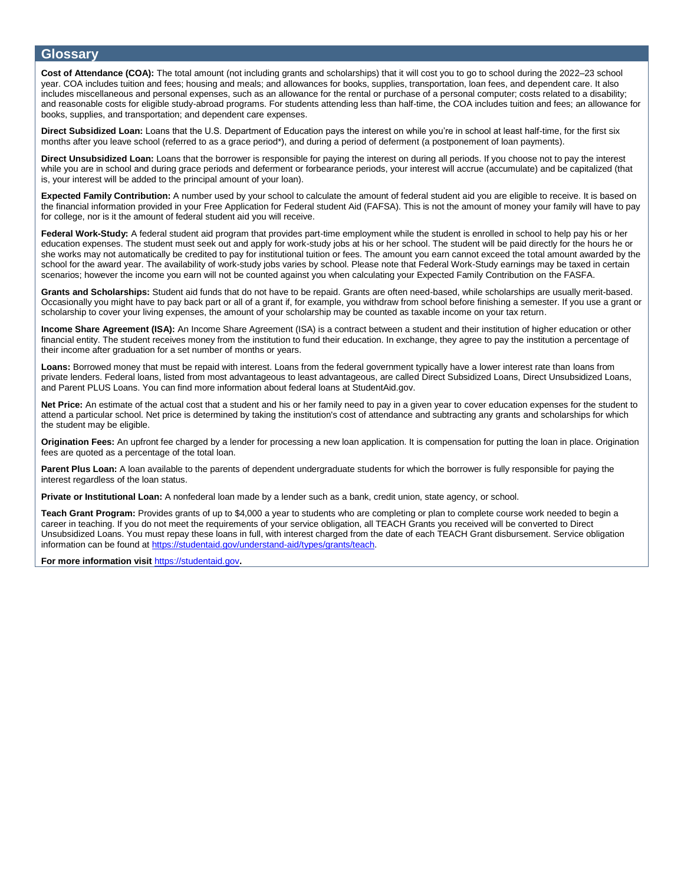## Glossary

**Cost of Attendance (COA):** The total amount (not including grants and scholarships) that it will cost you to go to school during the 2022–23 school year. COA includes tuition and fees; housing and meals; and allowances for books, supplies, transportation, loan fees, and dependent care. It also includes miscellaneous and personal expenses, such as an allowance for the rental or purchase of a personal computer; costs related to a disability; and reasonable costs for eligible study-abroad programs. For students attending less than half-time, the COA includes tuition and fees; an allowance for books, supplies, and transportation; and dependent care expenses.

**Direct Subsidized Loan:** Loans that the U.S. Department of Education pays the interest on while you're in school at least half-time, for the first six months after you leave school (referred to as a grace period*), and during a period of deferment (a postponement of loan payments).

**Direct Unsubsidized Loan:** Loans that the borrower is responsible for paying the interest on during all periods. If you choose not to pay the interest while you are in school and during grace periods and deferment or forbearance periods, your interest will accrue (accumulate) and be capitalized (that is, your interest will be added to the principal amount of your loan).

**Expected Family Contribution:** A number used by your school to calculate the amount of federal student aid you are eligible to receive. It is based on the financial information provided in your Free Application for Federal student Aid (FAFSA). This is not the amount of money your family will have to pay for college, nor is it the amount of federal student aid you will receive.

**Federal Work-Study:** A federal student aid program that provides part-time employment while the student is enrolled in school to help pay his or her education expenses. The student must seek out and apply for work-study jobs at his or her school. The student will be paid directly for the hours he or she works may not automatically be credited to pay for institutional tuition or fees. The amount you earn cannot exceed the total amount awarded by the school for the award year. The availability of work-study jobs varies by school. Please note that Federal Work-Study earnings may be taxed in certain scenarios; however the income you earn will not be counted against you when calculating your Expected Family Contribution on the FASFA.

**Grants and Scholarships:** Student aid funds that do not have to be repaid. Grants are often need-based, while scholarships are usually merit-based. Occasionally you might have to pay back part or all of a grant if, for example, you withdraw from school before finishing a semester. If you use a grant or scholarship to cover your living expenses, the amount of your scholarship may be counted as taxable income on your tax return.

**Income Share Agreement (ISA):** An Income Share Agreement (ISA) is a contract between a student and their institution of higher education or other financial entity. The student receives money from the institution to fund their education. In exchange, they agree to pay the institution a percentage of their income after graduation for a set number of months or years.

**Loans:** Borrowed money that must be repaid with interest. Loans from the federal government typically have a lower interest rate than loans from private lenders. Federal loans, listed from most advantageous to least advantageous, are called Direct Subsidized Loans, Direct Unsubsidized Loans, and Parent PLUS Loans. You can find more information about federal loans at StudentAid.gov.

**Net Price:** An estimate of the actual cost that a student and his or her family need to pay in a given year to cover education expenses for the student to attend a particular school. Net price is determined by taking the institution's cost of attendance and subtracting any grants and scholarships for which the student may be eligible.

**Origination Fees:** An upfront fee charged by a lender for processing a new loan application. It is compensation for putting the loan in place. Origination fees are quoted as a percentage of the total loan.

**Parent Plus Loan:** A loan available to the parents of dependent undergraduate students for which the borrower is fully responsible for paying the interest regardless of the loan status.

**Private or Institutional Loan:** A nonfederal loan made by a lender such as a bank, credit union, state agency, or school.

**Teach Grant Program:** Provides grants of up to $4,000 a year to students who are completing or plan to complete course work needed to begin a career in teaching. If you do not meet the requirements of your service obligation, all TEACH Grants you received will be converted to Direct Unsubsidized Loans. You must repay these loans in full, with interest charged from the date of each TEACH Grant disbursement. Service obligation information can be found at https://studentaid.gov/understand-aid/types/grants/teach.

**For more information visit** https://studentaid.gov**.**